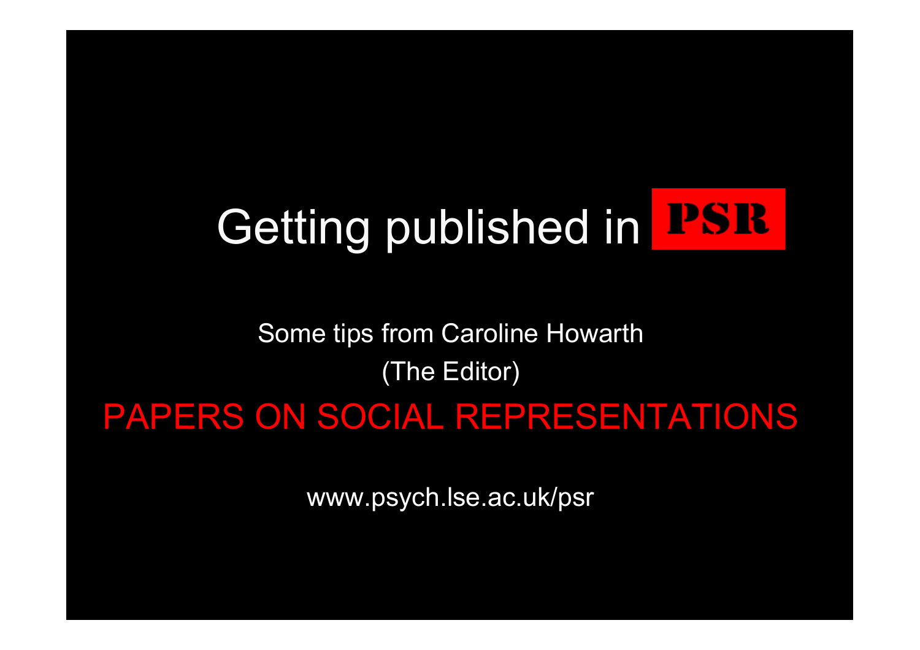# Getting published in PSR

Some tips from Caroline Howarth

(The Editor)

PAPERS ON SOCIAL REPRESENTATIONS

www.psych.lse.ac.uk/psr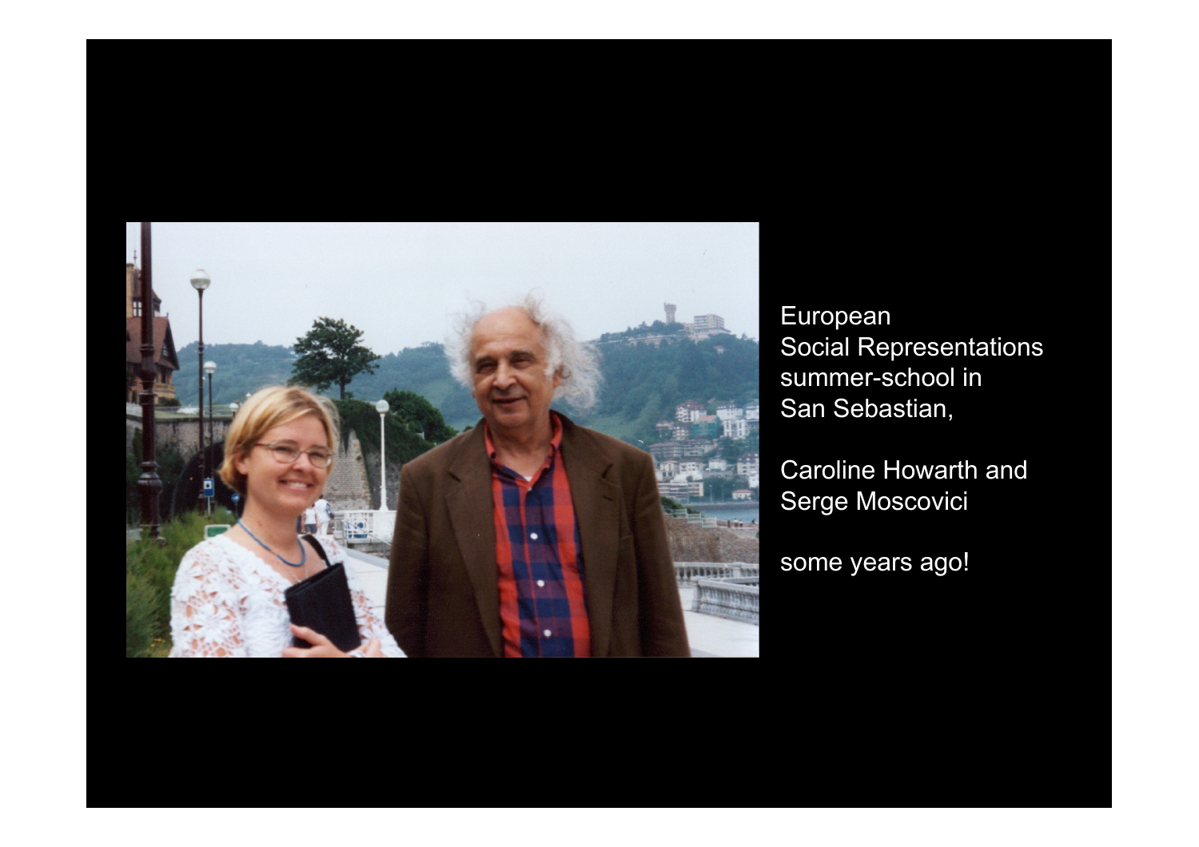European
Social Representations
summer-school in
San Sebastian,

Caroline Howarth and
Serge Moscovici

some years ago!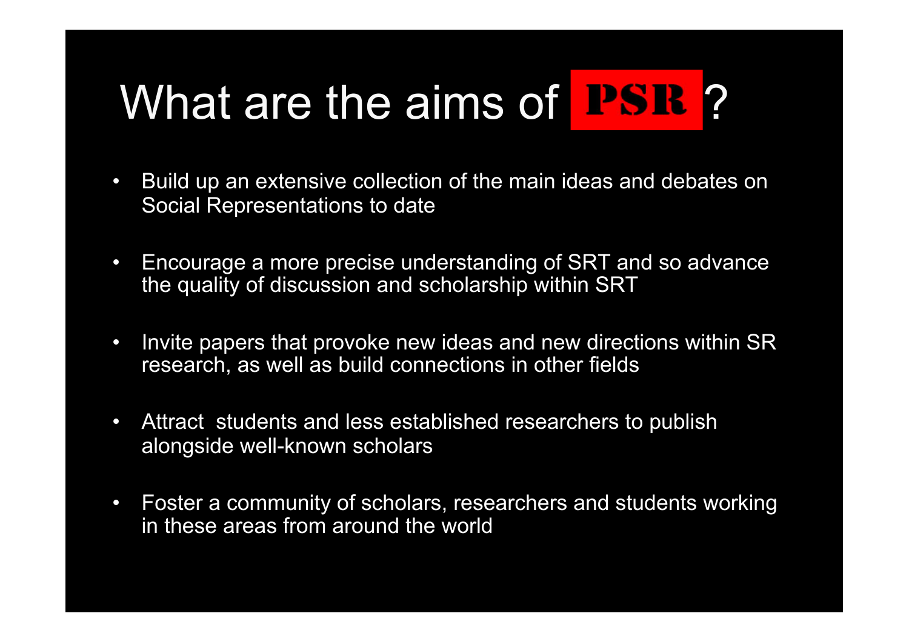# What are the aims of PSR?

- Build up an extensive collection of the main ideas and debates on Social Representations to date
- Encourage a more precise understanding of SRT and so advance the quality of discussion and scholarship within SRT
- Invite papers that provoke new ideas and new directions within SR research, as well as build connections in other fields
- Attract students and less established researchers to publish alongside well-known scholars
- Foster a community of scholars, researchers and students working in these areas from around the world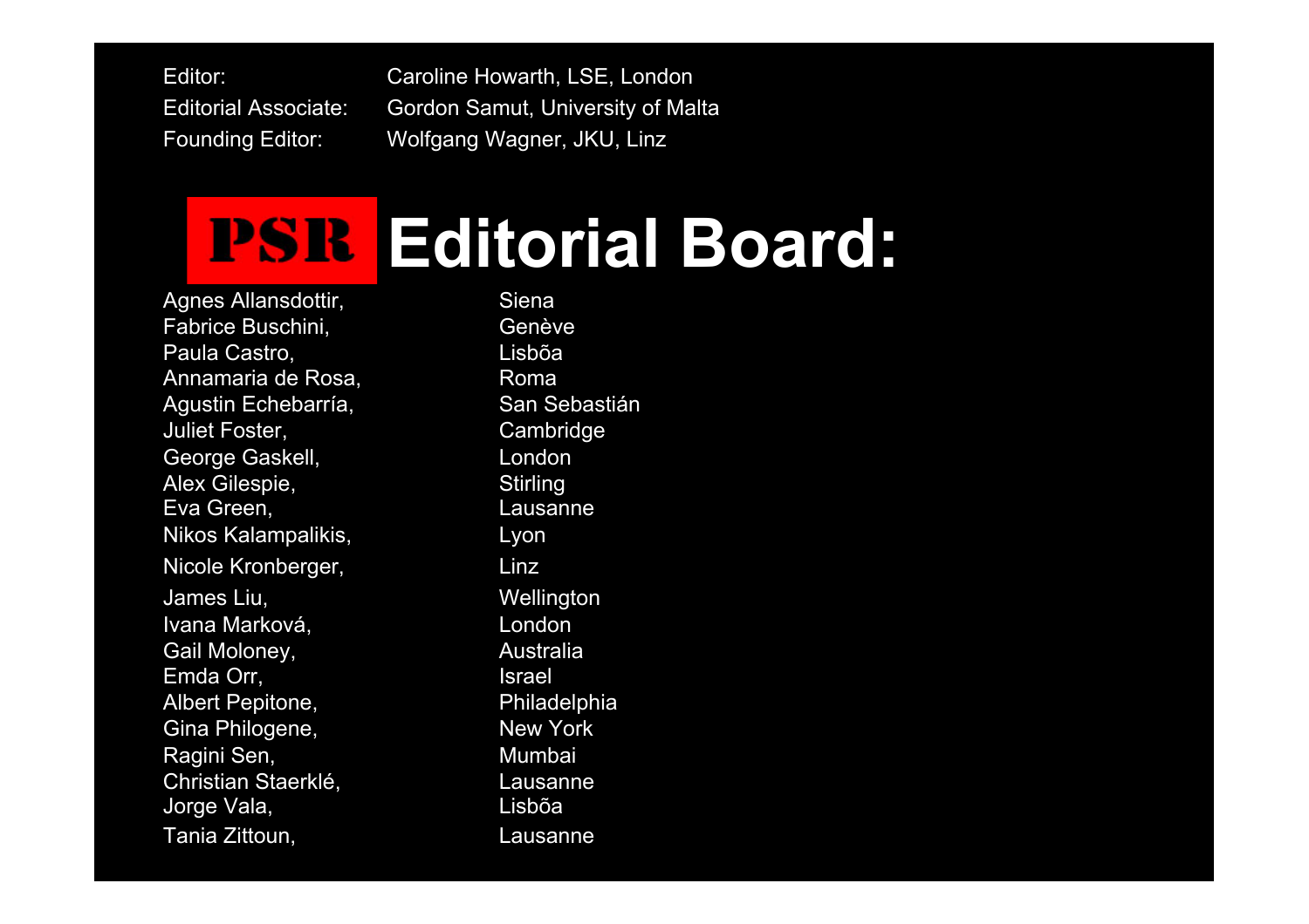Editor: Caroline Howarth, LSE, London

Editorial Associate: Gordon Samut, University of Malta

Founding Editor: Wolfgang Wagner, JKU, Linz

# PSR Editorial Board:

| | |
|---|---|
| Agnes Allansdottir, | Siena |
| Fabrice Buschini, | Genève |
| Paula Castro, | Lisbõa |
| Annamaria de Rosa, | Roma |
| Agustin Echebarría, | San Sebastián |
| Juliet Foster, | Cambridge |
| George Gaskell, | London |
| Alex Gilespie, | Stirling |
| Eva Green, | Lausanne |
| Nikos Kalampalikis, | Lyon |
| Nicole Kronberger, | Linz |
| James Liu, | Wellington |
| Ivana Marková, | London |
| Gail Moloney, | Australia |
| Emda Orr, | Israel |
| Albert Pepitone, | Philadelphia |
| Gina Philogene, | New York |
| Ragini Sen, | Mumbai |
| Christian Staerklé, | Lausanne |
| Jorge Vala, | Lisbõa |
| Tania Zittoun, | Lausanne |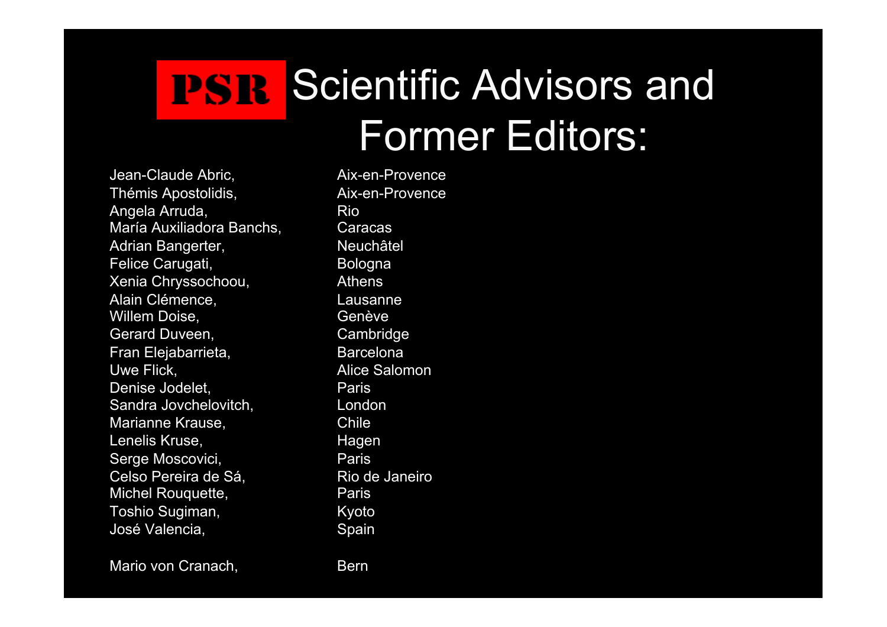# PSR Scientific Advisors and Former Editors:

| | |
|---|---|
| Jean-Claude Abric, | Aix-en-Provence |
| Thémis Apostolidis, | Aix-en-Provence |
| Angela Arruda, | Rio |
| María Auxiliadora Banchs, | Caracas |
| Adrian Bangerter, | Neuchâtel |
| Felice Carugati, | Bologna |
| Xenia Chryssochoou, | Athens |
| Alain Clémence, | Lausanne |
| Willem Doise, | Genève |
| Gerard Duveen, | Cambridge |
| Fran Elejabarrieta, | Barcelona |
| Uwe Flick, | Alice Salomon |
| Denise Jodelet, | Paris |
| Sandra Jovchelovitch, | London |
| Marianne Krause, | Chile |
| Lenelis Kruse, | Hagen |
| Serge Moscovici, | Paris |
| Celso Pereira de Sá, | Rio de Janeiro |
| Michel Rouquette, | Paris |
| Toshio Sugiman, | Kyoto |
| José Valencia, | Spain |
| Mario von Cranach, | Bern |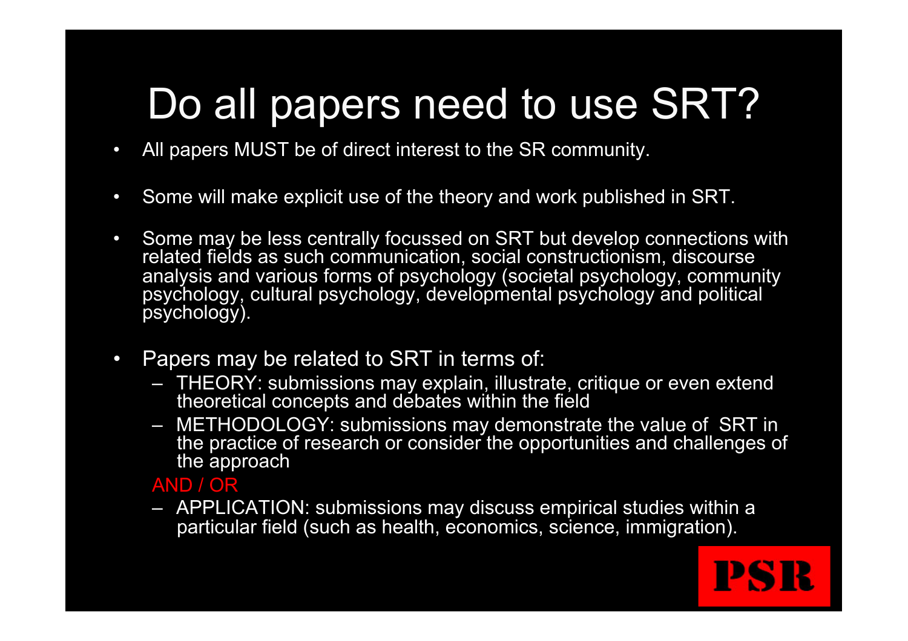# Do all papers need to use SRT?

- All papers MUST be of direct interest to the SR community.
- Some will make explicit use of the theory and work published in SRT.
- Some may be less centrally focussed on SRT but develop connections with related fields as such communication, social constructionism, discourse analysis and various forms of psychology (societal psychology, community psychology, cultural psychology, developmental psychology and political psychology).
- Papers may be related to SRT in terms of:
  - THEORY: submissions may explain, illustrate, critique or even extend theoretical concepts and debates within the field
  - METHODOLOGY: submissions may demonstrate the value of SRT in the practice of research or consider the opportunities and challenges of the approach

  AND / OR

  - APPLICATION: submissions may discuss empirical studies within a particular field (such as health, economics, science, immigration).

PSR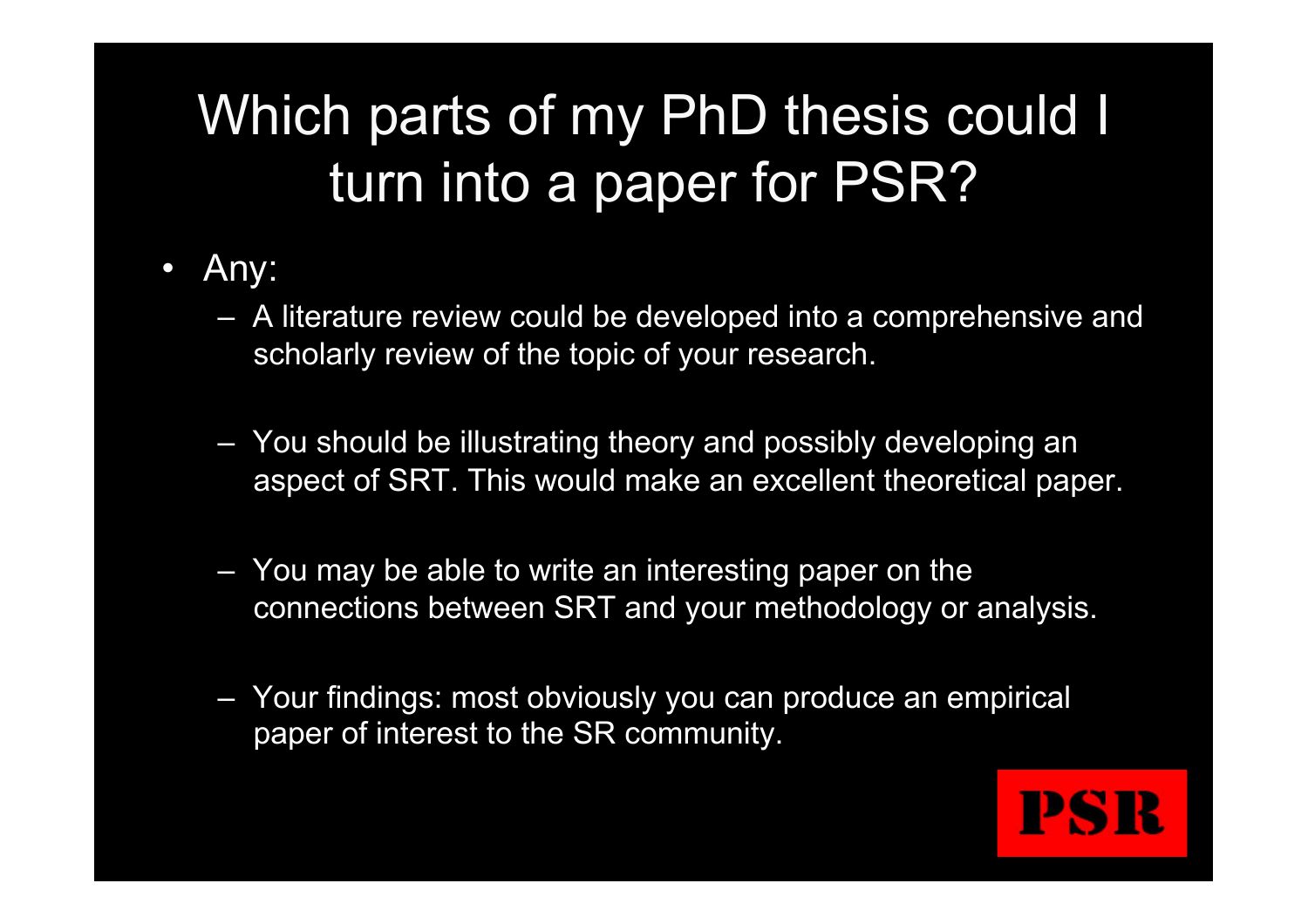# Which parts of my PhD thesis could I turn into a paper for PSR?

- Any:
  - A literature review could be developed into a comprehensive and scholarly review of the topic of your research.
  - You should be illustrating theory and possibly developing an aspect of SRT. This would make an excellent theoretical paper.
  - You may be able to write an interesting paper on the connections between SRT and your methodology or analysis.
  - Your findings: most obviously you can produce an empirical paper of interest to the SR community.

PSR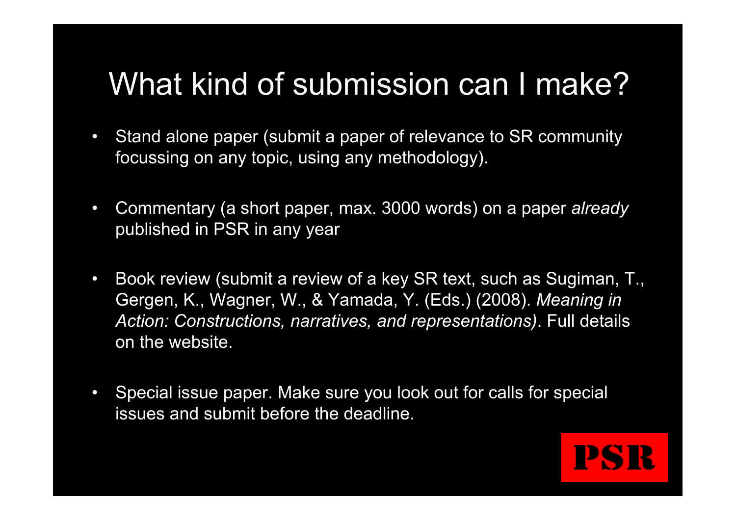# What kind of submission can I make?

- Stand alone paper (submit a paper of relevance to SR community focussing on any topic, using any methodology).
- Commentary (a short paper, max. 3000 words) on a paper *already* published in PSR in any year
- Book review (submit a review of a key SR text, such as Sugiman, T., Gergen, K., Wagner, W., & Yamada, Y. (Eds.) (2008). *Meaning in Action: Constructions, narratives, and representations)*. Full details on the website.
- Special issue paper. Make sure you look out for calls for special issues and submit before the deadline.

PSR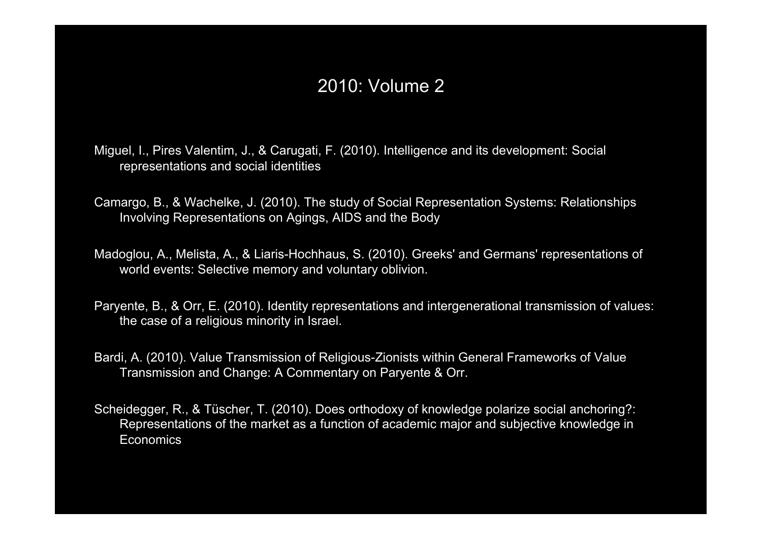# 2010: Volume 2

Miguel, I., Pires Valentim, J., & Carugati, F. (2010). Intelligence and its development: Social representations and social identities

Camargo, B., & Wachelke, J. (2010). The study of Social Representation Systems: Relationships Involving Representations on Agings, AIDS and the Body

Madoglou, A., Melista, A., & Liaris-Hochhaus, S. (2010). Greeks' and Germans' representations of world events: Selective memory and voluntary oblivion.

Paryente, B., & Orr, E. (2010). Identity representations and intergenerational transmission of values: the case of a religious minority in Israel.

Bardi, A. (2010). Value Transmission of Religious-Zionists within General Frameworks of Value Transmission and Change: A Commentary on Paryente & Orr.

Scheidegger, R., & Tüscher, T. (2010). Does orthodoxy of knowledge polarize social anchoring?: Representations of the market as a function of academic major and subjective knowledge in Economics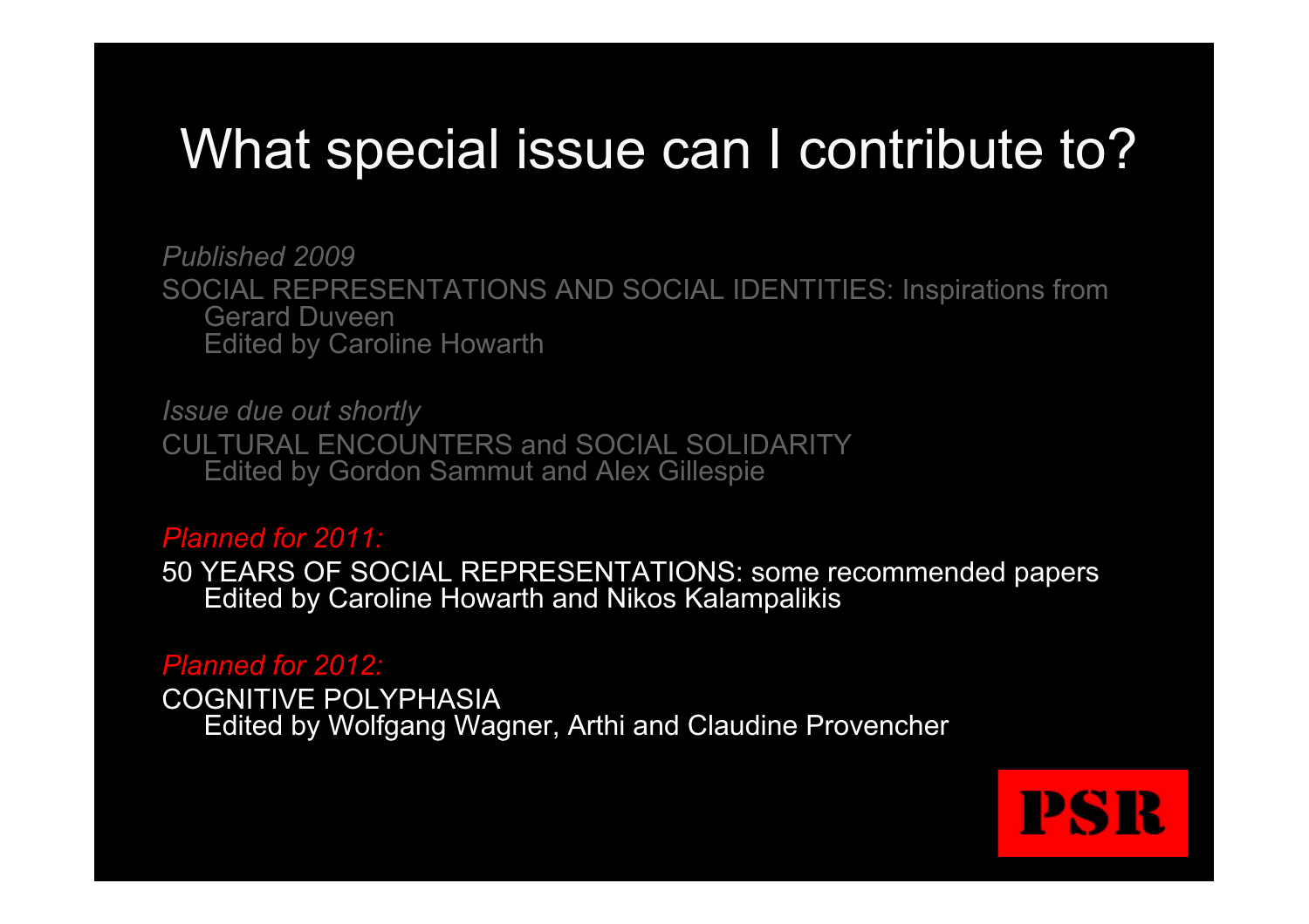# What special issue can I contribute to?

*Published 2009*

SOCIAL REPRESENTATIONS AND SOCIAL IDENTITIES: Inspirations from Gerard Duveen
Edited by Caroline Howarth

*Issue due out shortly*

CULTURAL ENCOUNTERS and SOCIAL SOLIDARITY
Edited by Gordon Sammut and Alex Gillespie

*Planned for 2011:*

50 YEARS OF SOCIAL REPRESENTATIONS: some recommended papers
Edited by Caroline Howarth and Nikos Kalampalikis

*Planned for 2012:*

COGNITIVE POLYPHASIA
Edited by Wolfgang Wagner, Arthi and Claudine Provencher

PSR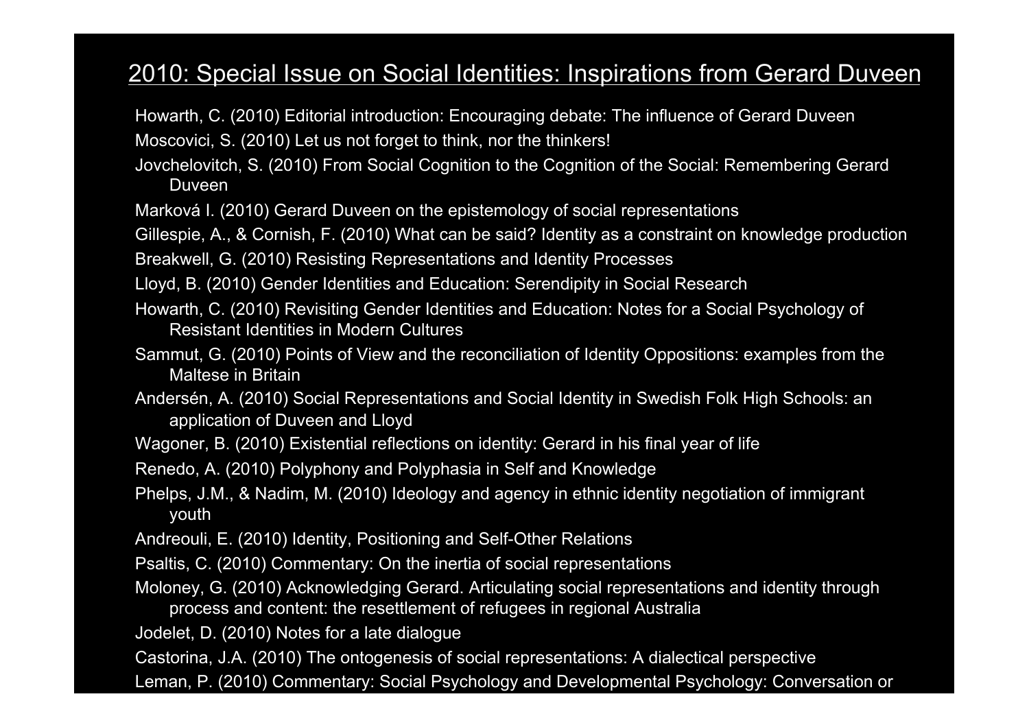## 2010: Special Issue on Social Identities: Inspirations from Gerard Duveen

Howarth, C. (2010) Editorial introduction: Encouraging debate: The influence of Gerard Duveen

Moscovici, S. (2010) Let us not forget to think, nor the thinkers!

Jovchelovitch, S. (2010) From Social Cognition to the Cognition of the Social: Remembering Gerard Duveen

Marková I. (2010) Gerard Duveen on the epistemology of social representations

Gillespie, A., & Cornish, F. (2010) What can be said? Identity as a constraint on knowledge production

Breakwell, G. (2010) Resisting Representations and Identity Processes

Lloyd, B. (2010) Gender Identities and Education: Serendipity in Social Research

Howarth, C. (2010) Revisiting Gender Identities and Education: Notes for a Social Psychology of Resistant Identities in Modern Cultures

Sammut, G. (2010) Points of View and the reconciliation of Identity Oppositions: examples from the Maltese in Britain

Andersén, A. (2010) Social Representations and Social Identity in Swedish Folk High Schools: an application of Duveen and Lloyd

Wagoner, B. (2010) Existential reflections on identity: Gerard in his final year of life

Renedo, A. (2010) Polyphony and Polyphasia in Self and Knowledge

Phelps, J.M., & Nadim, M. (2010) Ideology and agency in ethnic identity negotiation of immigrant youth

Andreouli, E. (2010) Identity, Positioning and Self-Other Relations

Psaltis, C. (2010) Commentary: On the inertia of social representations

Moloney, G. (2010) Acknowledging Gerard. Articulating social representations and identity through process and content: the resettlement of refugees in regional Australia

Jodelet, D. (2010) Notes for a late dialogue

Castorina, J.A. (2010) The ontogenesis of social representations: A dialectical perspective

Leman, P. (2010) Commentary: Social Psychology and Developmental Psychology: Conversation or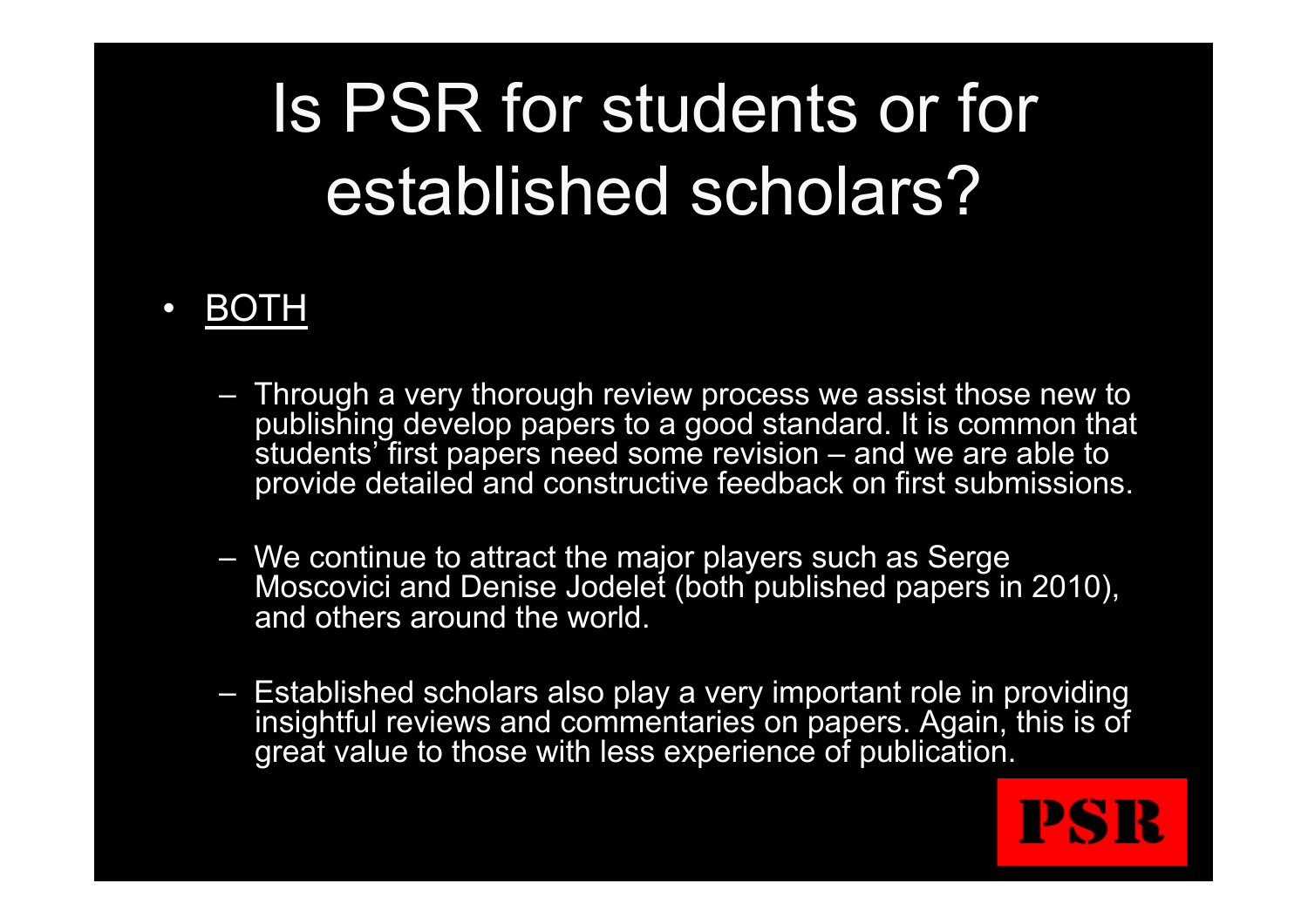# Is PSR for students or for established scholars?

- BOTH
  - Through a very thorough review process we assist those new to publishing develop papers to a good standard. It is common that students' first papers need some revision – and we are able to provide detailed and constructive feedback on first submissions.
  - We continue to attract the major players such as Serge Moscovici and Denise Jodelet (both published papers in 2010), and others around the world.
  - Established scholars also play a very important role in providing insightful reviews and commentaries on papers. Again, this is of great value to those with less experience of publication.

PSR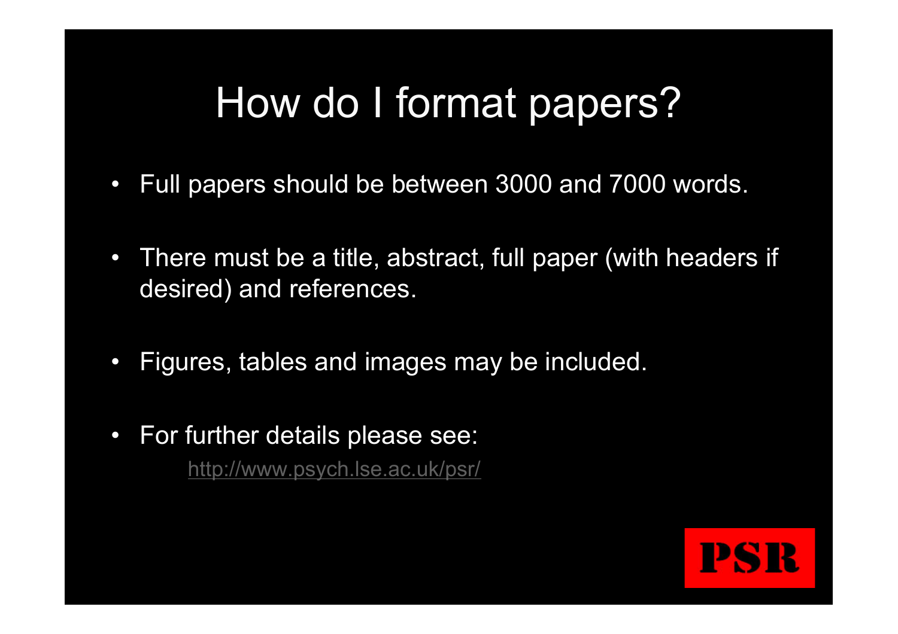# How do I format papers?

- Full papers should be between 3000 and 7000 words.
- There must be a title, abstract, full paper (with headers if desired) and references.
- Figures, tables and images may be included.
- For further details please see:

  http://www.psych.lse.ac.uk/psr/

PSR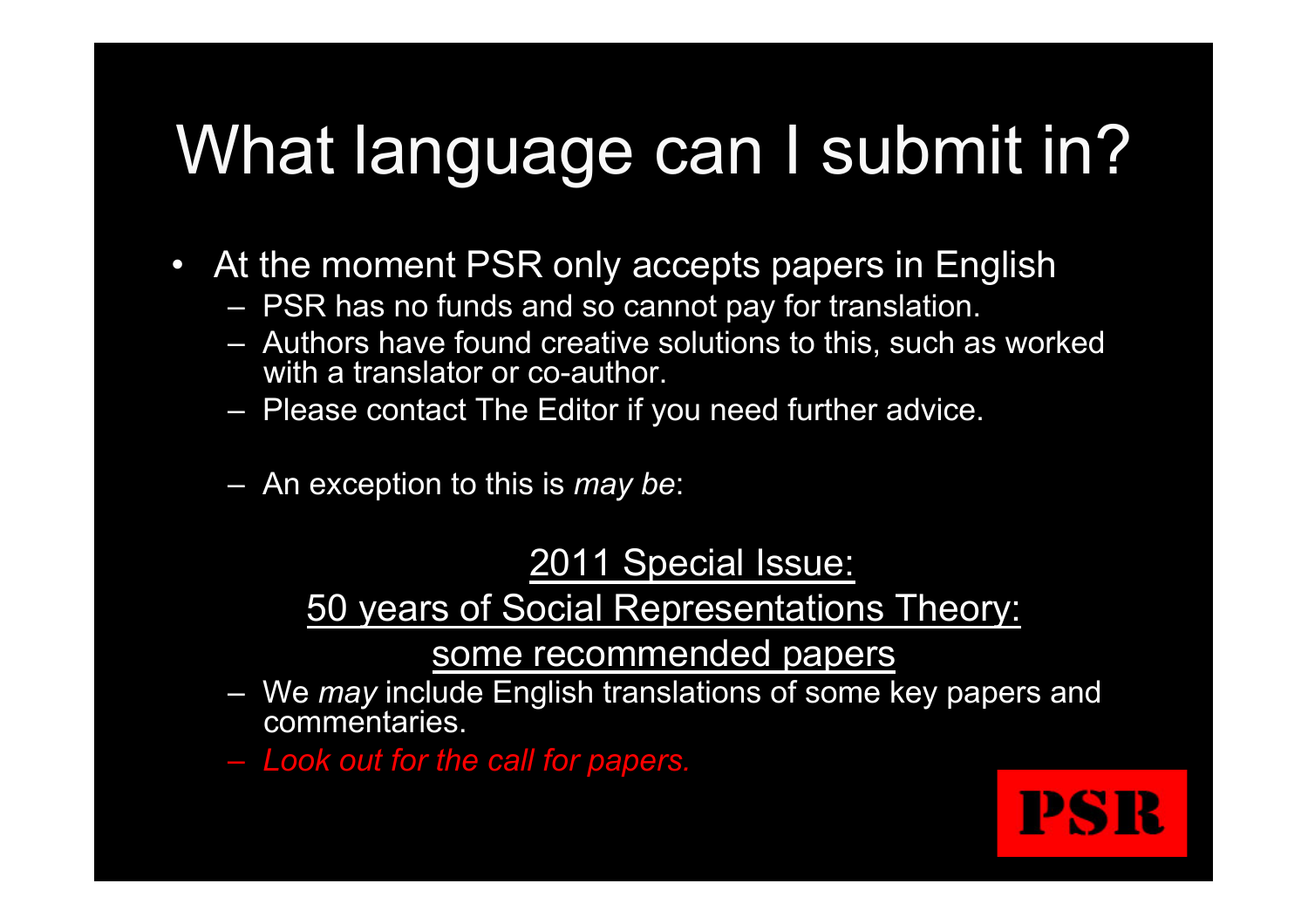# What language can I submit in?

- At the moment PSR only accepts papers in English
  - PSR has no funds and so cannot pay for translation.
  - Authors have found creative solutions to this, such as worked with a translator or co-author.
  - Please contact The Editor if you need further advice.

  - An exception to this is *may be*:

2011 Special Issue:
50 years of Social Representations Theory:
some recommended papers

  - We *may* include English translations of some key papers and commentaries.
  - *Look out for the call for papers.*

PSR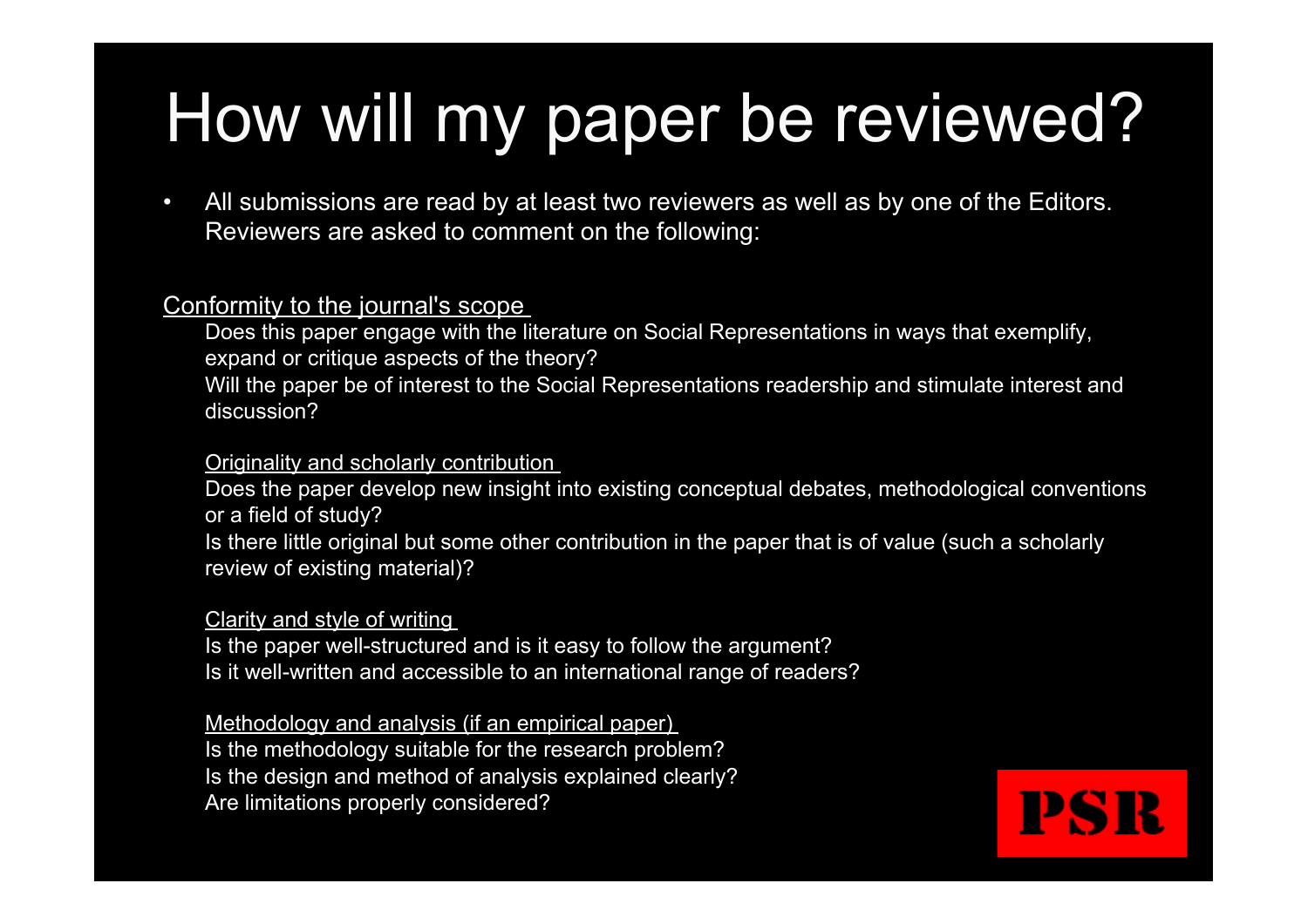# How will my paper be reviewed?

- All submissions are read by at least two reviewers as well as by one of the Editors. Reviewers are asked to comment on the following:

<u>Conformity to the journal's scope</u>

Does this paper engage with the literature on Social Representations in ways that exemplify, expand or critique aspects of the theory?

Will the paper be of interest to the Social Representations readership and stimulate interest and discussion?

<u>Originality and scholarly contribution</u>

Does the paper develop new insight into existing conceptual debates, methodological conventions or a field of study?

Is there little original but some other contribution in the paper that is of value (such a scholarly review of existing material)?

<u>Clarity and style of writing</u>

Is the paper well-structured and is it easy to follow the argument?

Is it well-written and accessible to an international range of readers?

<u>Methodology and analysis (if an empirical paper)</u>

Is the methodology suitable for the research problem?

Is the design and method of analysis explained clearly?

Are limitations properly considered?

PSR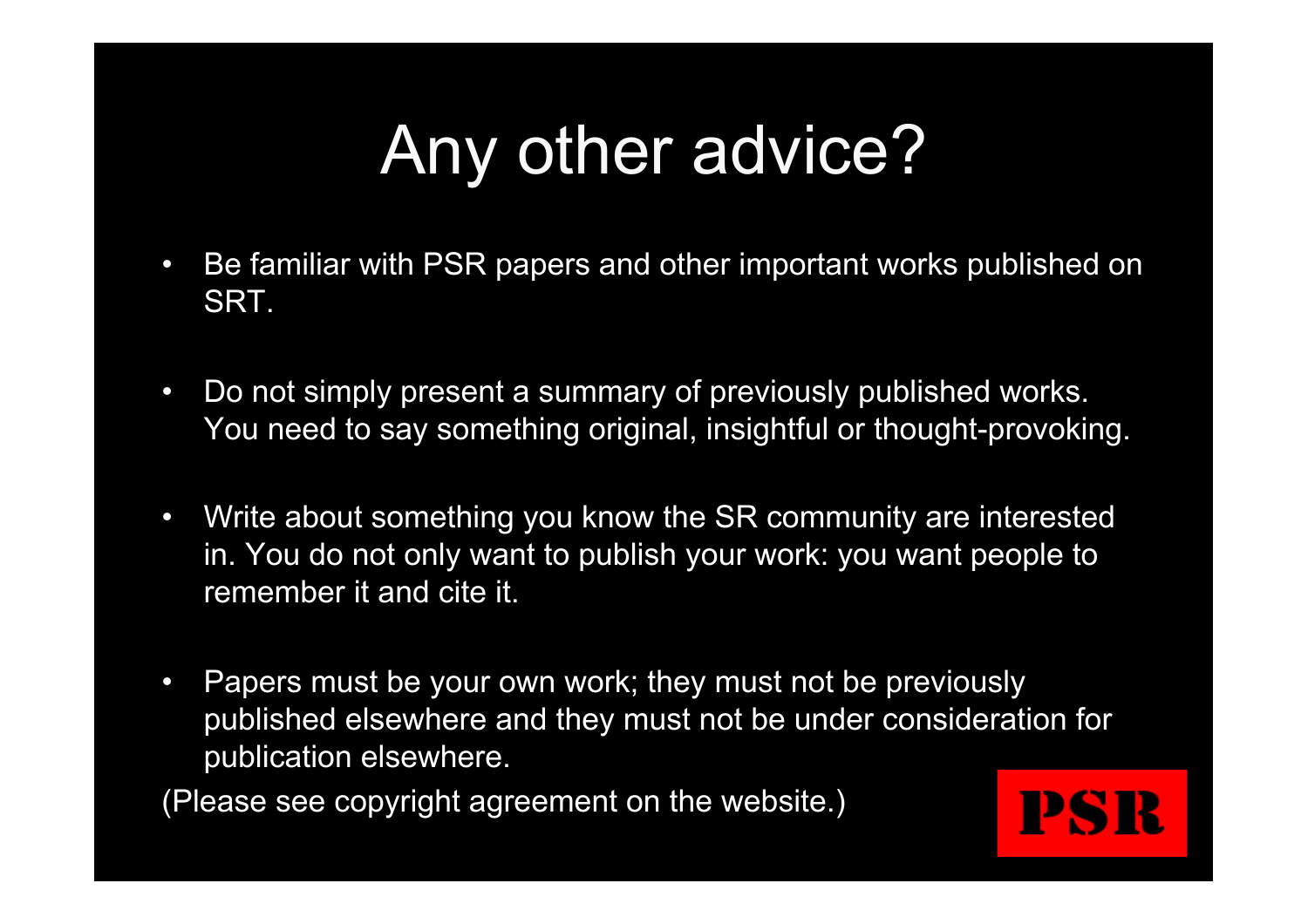# Any other advice?

- Be familiar with PSR papers and other important works published on SRT.
- Do not simply present a summary of previously published works. You need to say something original, insightful or thought-provoking.
- Write about something you know the SR community are interested in. You do not only want to publish your work: you want people to remember it and cite it.
- Papers must be your own work; they must not be previously published elsewhere and they must not be under consideration for publication elsewhere.

(Please see copyright agreement on the website.)

PSR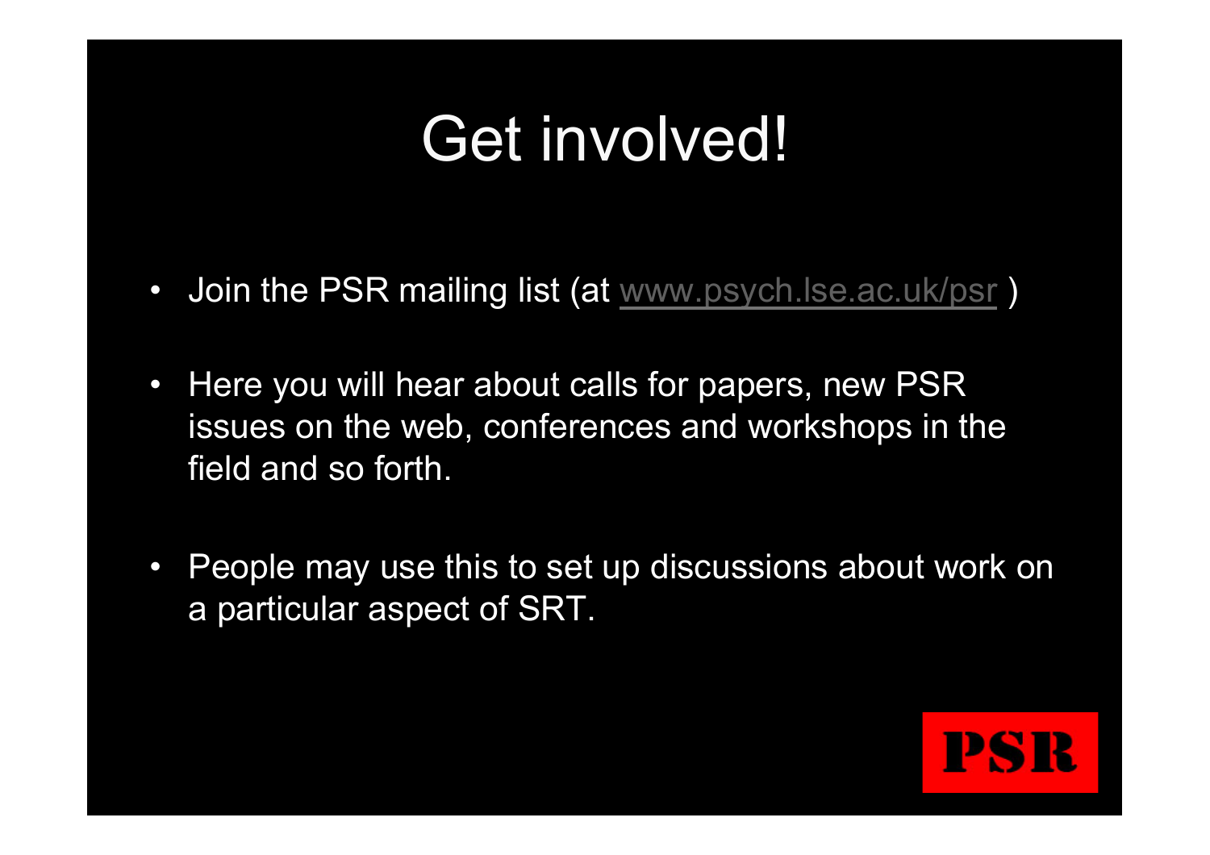# Get involved!

- Join the PSR mailing list (at www.psych.lse.ac.uk/psr )
- Here you will hear about calls for papers, new PSR issues on the web, conferences and workshops in the field and so forth.
- People may use this to set up discussions about work on a particular aspect of SRT.

PSR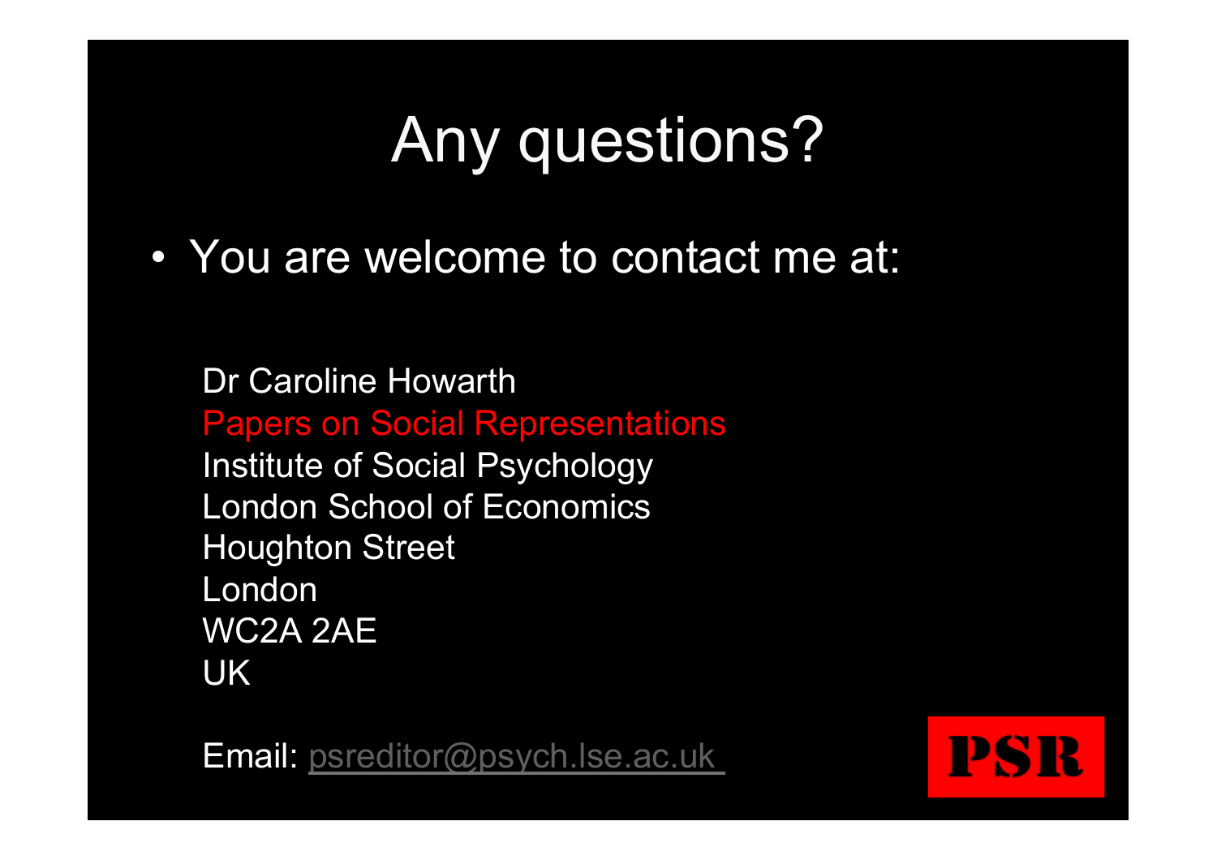# Any questions?

- You are welcome to contact me at:

Dr Caroline Howarth
Papers on Social Representations
Institute of Social Psychology
London School of Economics
Houghton Street
London
WC2A 2AE
UK

Email: psreditor@psych.lse.ac.uk

PSR